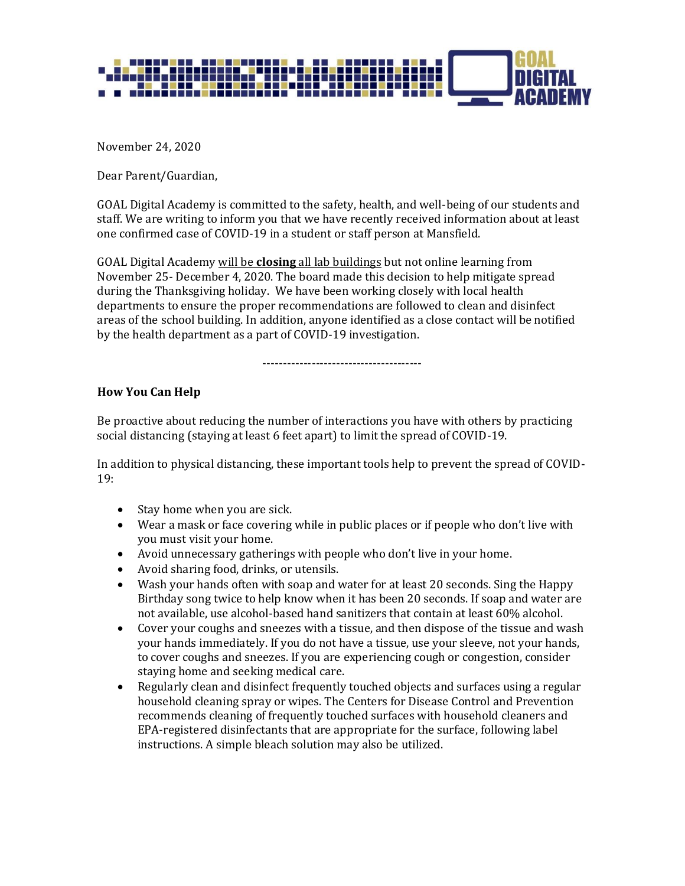GOAL DIGITAL ACADEMY

November 24, 2020

Dear Parent/Guardian,

GOAL Digital Academy is committed to the safety, health, and well-being of our students and staff. We are writing to inform you that we have recently received information about at least one confirmed case of COVID-19 in a student or staff person at Mansfield.

GOAL Digital Academy <u>will be **closing** all lab buildings</u> but not online learning from November 25- December 4, 2020. The board made this decision to help mitigate spread during the Thanksgiving holiday. We have been working closely with local health departments to ensure the proper recommendations are followed to clean and disinfect areas of the school building. In addition, anyone identified as a close contact will be notified by the health department as a part of COVID-19 investigation.

---------------------------------------

**How You Can Help**

Be proactive about reducing the number of interactions you have with others by practicing social distancing (staying at least 6 feet apart) to limit the spread of COVID-19.

In addition to physical distancing, these important tools help to prevent the spread of COVID-19:

- Stay home when you are sick.
- Wear a mask or face covering while in public places or if people who don't live with you must visit your home.
- Avoid unnecessary gatherings with people who don't live in your home.
- Avoid sharing food, drinks, or utensils.
- Wash your hands often with soap and water for at least 20 seconds. Sing the Happy Birthday song twice to help know when it has been 20 seconds. If soap and water are not available, use alcohol-based hand sanitizers that contain at least 60% alcohol.
- Cover your coughs and sneezes with a tissue, and then dispose of the tissue and wash your hands immediately. If you do not have a tissue, use your sleeve, not your hands, to cover coughs and sneezes. If you are experiencing cough or congestion, consider staying home and seeking medical care.
- Regularly clean and disinfect frequently touched objects and surfaces using a regular household cleaning spray or wipes. The Centers for Disease Control and Prevention recommends cleaning of frequently touched surfaces with household cleaners and EPA-registered disinfectants that are appropriate for the surface, following label instructions. A simple bleach solution may also be utilized.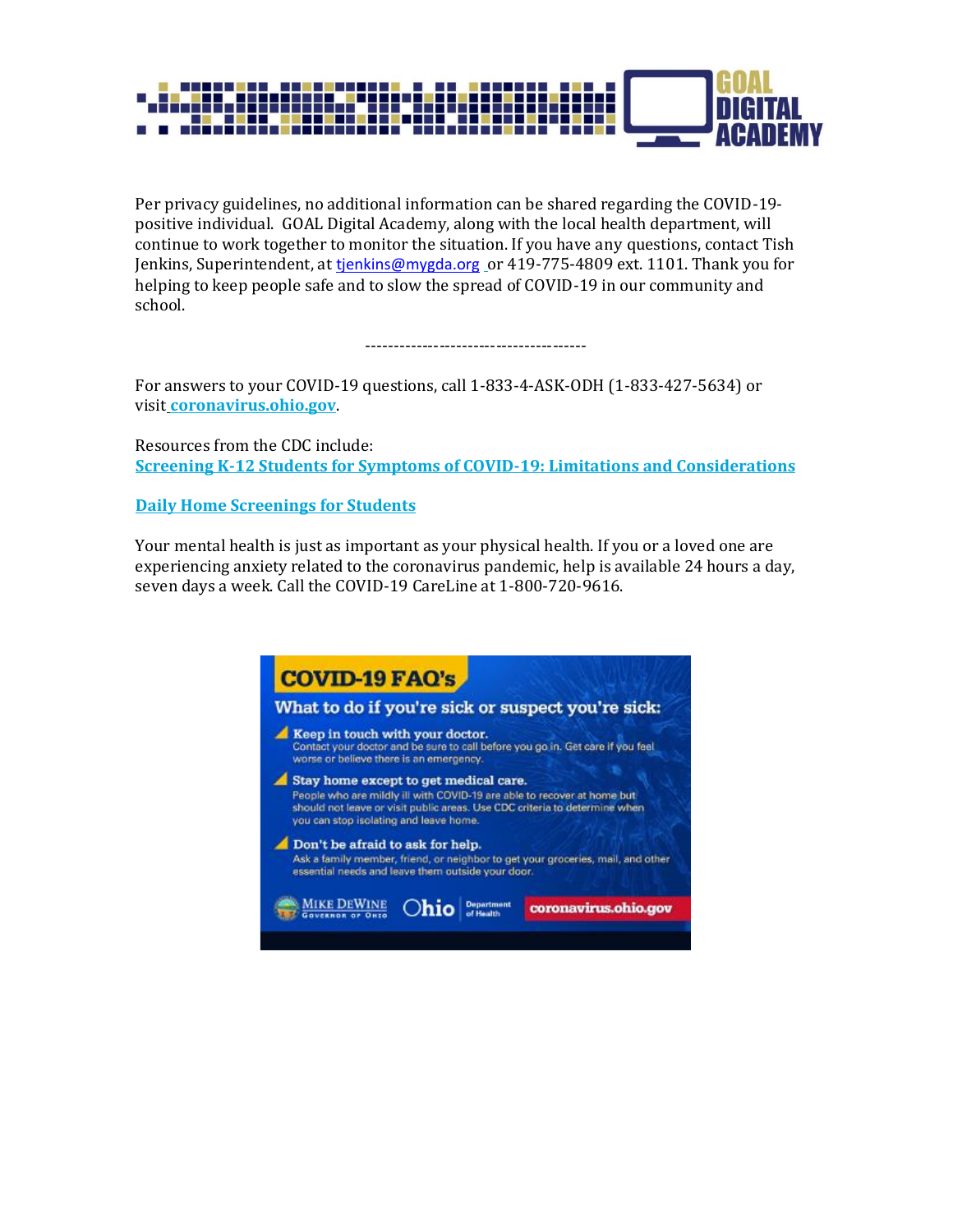Per privacy guidelines, no additional information can be shared regarding the COVID-19-positive individual. GOAL Digital Academy, along with the local health department, will continue to work together to monitor the situation. If you have any questions, contact Tish Jenkins, Superintendent, at tjenkins@mygda.org or 419-775-4809 ext. 1101. Thank you for helping to keep people safe and to slow the spread of COVID-19 in our community and school.

---------------------------------------

For answers to your COVID-19 questions, call 1-833-4-ASK-ODH (1-833-427-5634) or visit **coronavirus.ohio.gov**.

Resources from the CDC include:
**Screening K-12 Students for Symptoms of COVID-19: Limitations and Considerations**

**Daily Home Screenings for Students**

Your mental health is just as important as your physical health. If you or a loved one are experiencing anxiety related to the coronavirus pandemic, help is available 24 hours a day, seven days a week. Call the COVID-19 CareLine at 1-800-720-9616.

**COVID-19 FAQ's**

**What to do if you're sick or suspect you're sick:**

- **Keep in touch with your doctor.** Contact your doctor and be sure to call before you go in. Get care if you feel worse or believe there is an emergency.
- **Stay home except to get medical care.** People who are mildly ill with COVID-19 are able to recover at home but should not leave or visit public areas. Use CDC criteria to determine when you can stop isolating and leave home.
- **Don't be afraid to ask for help.** Ask a family member, friend, or neighbor to get your groceries, mail, and other essential needs and leave them outside your door.

Mike DeWine, Governor of Ohio | Ohio Department of Health | coronavirus.ohio.gov